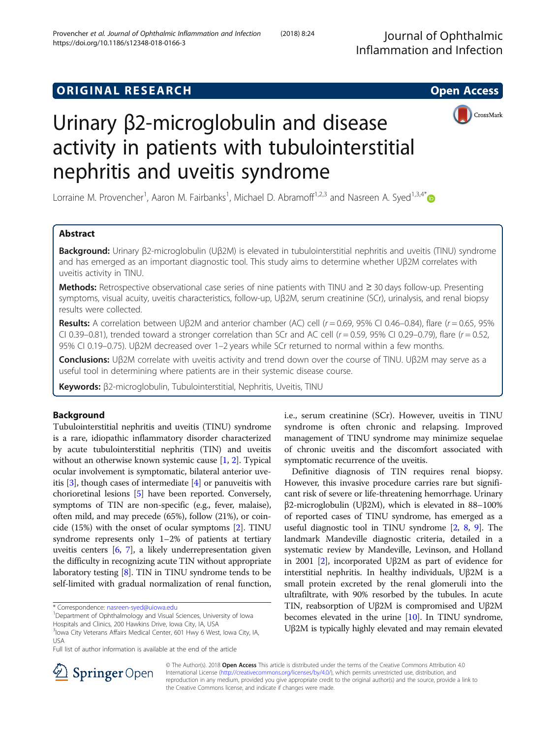ORIGINAL RESEARCH Open Access

# Urinary β2-microglobulin and disease activity in patients with tubulointerstitial nephritis and uveitis syndrome

Lorraine M. Provencher[1], Aaron M. Fairbanks[1], Michael D. Abramoff[1,2,3] and Nasreen A. Syed[1,3,4*]

## Abstract

**Background:** Urinary β2-microglobulin (Uβ2M) is elevated in tubulointerstitial nephritis and uveitis (TINU) syndrome and has emerged as an important diagnostic tool. This study aims to determine whether Uβ2M correlates with uveitis activity in TINU.

**Methods:** Retrospective observational case series of nine patients with TINU and ≥ 30 days follow-up. Presenting symptoms, visual acuity, uveitis characteristics, follow-up, Uβ2M, serum creatinine (SCr), urinalysis, and renal biopsy results were collected.

**Results:** A correlation between Uβ2M and anterior chamber (AC) cell ($r = 0.69$, 95% CI 0.46–0.84), flare ($r = 0.65$, 95% CI 0.39–0.81), trended toward a stronger correlation than SCr and AC cell ($r = 0.59$, 95% CI 0.29–0.79), flare ($r = 0.52$, 95% CI 0.19–0.75). Uβ2M decreased over 1–2 years while SCr returned to normal within a few months.

**Conclusions:** Uβ2M correlate with uveitis activity and trend down over the course of TINU. Uβ2M may serve as a useful tool in determining where patients are in their systemic disease course.

**Keywords:** β2-microglobulin, Tubulointerstitial, Nephritis, Uveitis, TINU

## Background

Tubulointerstitial nephritis and uveitis (TINU) syndrome is a rare, idiopathic inflammatory disorder characterized by acute tubulointerstitial nephritis (TIN) and uveitis without an otherwise known systemic cause [1, 2]. Typical ocular involvement is symptomatic, bilateral anterior uveitis [3], though cases of intermediate [4] or panuveitis with chorioretinal lesions [5] have been reported. Conversely, symptoms of TIN are non-specific (e.g., fever, malaise), often mild, and may precede (65%), follow (21%), or coincide (15%) with the onset of ocular symptoms [2]. TINU syndrome represents only 1–2% of patients at tertiary uveitis centers [6, 7], a likely underrepresentation given the difficulty in recognizing acute TIN without appropriate laboratory testing [8]. TIN in TINU syndrome tends to be self-limited with gradual normalization of renal function, i.e., serum creatinine (SCr). However, uveitis in TINU syndrome is often chronic and relapsing. Improved management of TINU syndrome may minimize sequelae of chronic uveitis and the discomfort associated with symptomatic recurrence of the uveitis.

Definitive diagnosis of TIN requires renal biopsy. However, this invasive procedure carries rare but significant risk of severe or life-threatening hemorrhage. Urinary β2-microglobulin (Uβ2M), which is elevated in 88–100% of reported cases of TINU syndrome, has emerged as a useful diagnostic tool in TINU syndrome [2, 8, 9]. The landmark Mandeville diagnostic criteria, detailed in a systematic review by Mandeville, Levinson, and Holland in 2001 [2], incorporated Uβ2M as part of evidence for interstitial nephritis. In healthy individuals, Uβ2M is a small protein excreted by the renal glomeruli into the ultrafiltrate, with 90% resorbed by the tubules. In acute TIN, reabsorption of Uβ2M is compromised and Uβ2M becomes elevated in the urine [10]. In TINU syndrome, Uβ2M is typically highly elevated and may remain elevated

\* Correspondence: nasreen-syed@uiowa.edu
[1]Department of Ophthalmology and Visual Sciences, University of Iowa Hospitals and Clinics, 200 Hawkins Drive, Iowa City, IA, USA
[3]Iowa City Veterans Affairs Medical Center, 601 Hwy 6 West, Iowa City, IA, USA
Full list of author information is available at the end of the article

© The Author(s). 2018 **Open Access** This article is distributed under the terms of the Creative Commons Attribution 4.0 International License (http://creativecommons.org/licenses/by/4.0/), which permits unrestricted use, distribution, and reproduction in any medium, provided you give appropriate credit to the original author(s) and the source, provide a link to the Creative Commons license, and indicate if changes were made.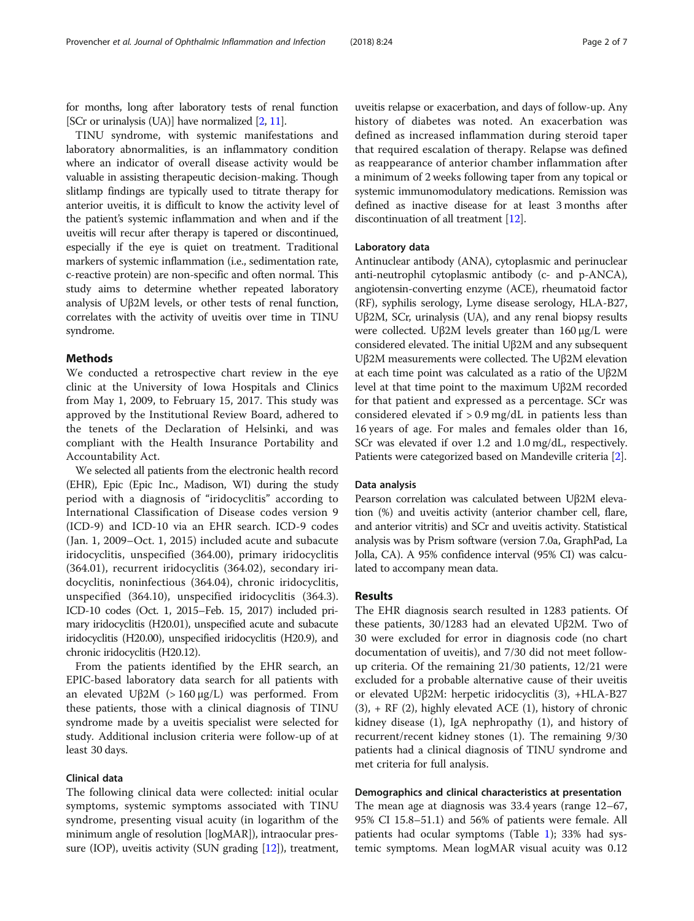for months, long after laboratory tests of renal function [SCr or urinalysis (UA)] have normalized [2, 11].

TINU syndrome, with systemic manifestations and laboratory abnormalities, is an inflammatory condition where an indicator of overall disease activity would be valuable in assisting therapeutic decision-making. Though slitlamp findings are typically used to titrate therapy for anterior uveitis, it is difficult to know the activity level of the patient's systemic inflammation and when and if the uveitis will recur after therapy is tapered or discontinued, especially if the eye is quiet on treatment. Traditional markers of systemic inflammation (i.e., sedimentation rate, c-reactive protein) are non-specific and often normal. This study aims to determine whether repeated laboratory analysis of Uβ2M levels, or other tests of renal function, correlates with the activity of uveitis over time in TINU syndrome.

## Methods

We conducted a retrospective chart review in the eye clinic at the University of Iowa Hospitals and Clinics from May 1, 2009, to February 15, 2017. This study was approved by the Institutional Review Board, adhered to the tenets of the Declaration of Helsinki, and was compliant with the Health Insurance Portability and Accountability Act.

We selected all patients from the electronic health record (EHR), Epic (Epic Inc., Madison, WI) during the study period with a diagnosis of "iridocyclitis" according to International Classification of Disease codes version 9 (ICD-9) and ICD-10 via an EHR search. ICD-9 codes (Jan. 1, 2009–Oct. 1, 2015) included acute and subacute iridocyclitis, unspecified (364.00), primary iridocyclitis (364.01), recurrent iridocyclitis (364.02), secondary iridocyclitis, noninfectious (364.04), chronic iridocyclitis, unspecified (364.10), unspecified iridocyclitis (364.3). ICD-10 codes (Oct. 1, 2015–Feb. 15, 2017) included primary iridocyclitis (H20.01), unspecified acute and subacute iridocyclitis (H20.00), unspecified iridocyclitis (H20.9), and chronic iridocyclitis (H20.12).

From the patients identified by the EHR search, an EPIC-based laboratory data search for all patients with an elevated Uβ2M (> 160 μg/L) was performed. From these patients, those with a clinical diagnosis of TINU syndrome made by a uveitis specialist were selected for study. Additional inclusion criteria were follow-up of at least 30 days.

### Clinical data

The following clinical data were collected: initial ocular symptoms, systemic symptoms associated with TINU syndrome, presenting visual acuity (in logarithm of the minimum angle of resolution [logMAR]), intraocular pressure (IOP), uveitis activity (SUN grading [12]), treatment, uveitis relapse or exacerbation, and days of follow-up. Any history of diabetes was noted. An exacerbation was defined as increased inflammation during steroid taper that required escalation of therapy. Relapse was defined as reappearance of anterior chamber inflammation after a minimum of 2 weeks following taper from any topical or systemic immunomodulatory medications. Remission was defined as inactive disease for at least 3 months after discontinuation of all treatment [12].

### Laboratory data

Antinuclear antibody (ANA), cytoplasmic and perinuclear anti-neutrophil cytoplasmic antibody (c- and p-ANCA), angiotensin-converting enzyme (ACE), rheumatoid factor (RF), syphilis serology, Lyme disease serology, HLA-B27, Uβ2M, SCr, urinalysis (UA), and any renal biopsy results were collected. Uβ2M levels greater than 160 μg/L were considered elevated. The initial Uβ2M and any subsequent Uβ2M measurements were collected. The Uβ2M elevation at each time point was calculated as a ratio of the Uβ2M level at that time point to the maximum Uβ2M recorded for that patient and expressed as a percentage. SCr was considered elevated if > 0.9 mg/dL in patients less than 16 years of age. For males and females older than 16, SCr was elevated if over 1.2 and 1.0 mg/dL, respectively. Patients were categorized based on Mandeville criteria [2].

### Data analysis

Pearson correlation was calculated between Uβ2M elevation (%) and uveitis activity (anterior chamber cell, flare, and anterior vitritis) and SCr and uveitis activity. Statistical analysis was by Prism software (version 7.0a, GraphPad, La Jolla, CA). A 95% confidence interval (95% CI) was calculated to accompany mean data.

## Results

The EHR diagnosis search resulted in 1283 patients. Of these patients, 30/1283 had an elevated Uβ2M. Two of 30 were excluded for error in diagnosis code (no chart documentation of uveitis), and 7/30 did not meet follow-up criteria. Of the remaining 21/30 patients, 12/21 were excluded for a probable alternative cause of their uveitis or elevated Uβ2M: herpetic iridocyclitis (3), +HLA-B27 (3), + RF (2), highly elevated ACE (1), history of chronic kidney disease (1), IgA nephropathy (1), and history of recurrent/recent kidney stones (1). The remaining 9/30 patients had a clinical diagnosis of TINU syndrome and met criteria for full analysis.

### Demographics and clinical characteristics at presentation

The mean age at diagnosis was 33.4 years (range 12–67, 95% CI 15.8–51.1) and 56% of patients were female. All patients had ocular symptoms (Table 1); 33% had systemic symptoms. Mean logMAR visual acuity was 0.12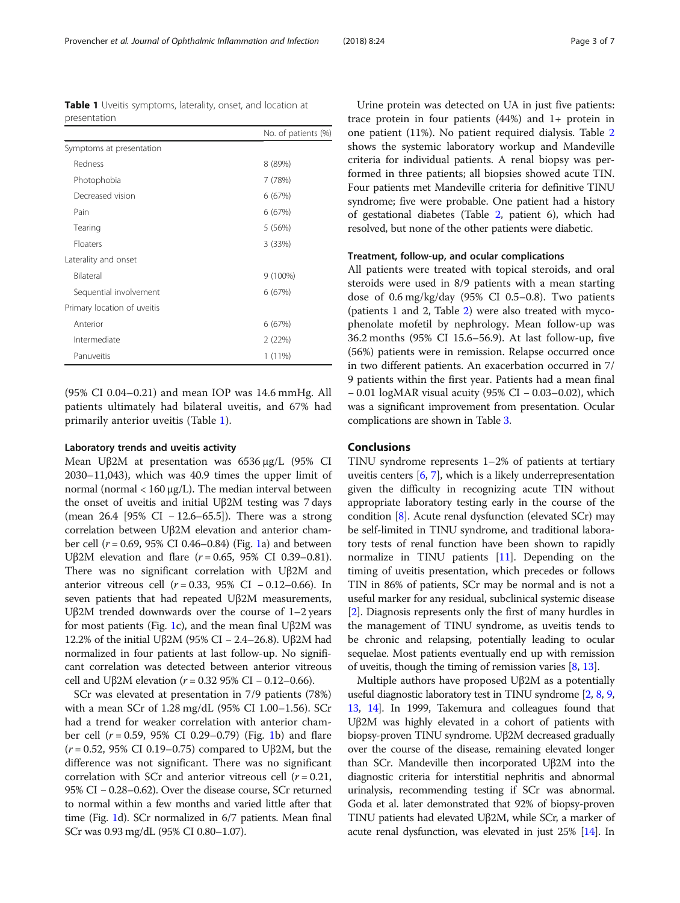**Table 1** Uveitis symptoms, laterality, onset, and location at presentation

| | No. of patients (%) |
|---|---|
| Symptoms at presentation | |
| Redness | 8 (89%) |
| Photophobia | 7 (78%) |
| Decreased vision | 6 (67%) |
| Pain | 6 (67%) |
| Tearing | 5 (56%) |
| Floaters | 3 (33%) |
| Laterality and onset | |
| Bilateral | 9 (100%) |
| Sequential involvement | 6 (67%) |
| Primary location of uveitis | |
| Anterior | 6 (67%) |
| Intermediate | 2 (22%) |
| Panuveitis | 1 (11%) |

(95% CI 0.04–0.21) and mean IOP was 14.6 mmHg. All patients ultimately had bilateral uveitis, and 67% had primarily anterior uveitis (Table 1).

### Laboratory trends and uveitis activity

Mean Uβ2M at presentation was 6536 μg/L (95% CI 2030–11,043), which was 40.9 times the upper limit of normal (normal < 160 μg/L). The median interval between the onset of uveitis and initial Uβ2M testing was 7 days (mean 26.4 [95% CI − 12.6–65.5]). There was a strong correlation between Uβ2M elevation and anterior chamber cell ($r = 0.69$, 95% CI 0.46–0.84) (Fig. 1a) and between Uβ2M elevation and flare ($r = 0.65$, 95% CI 0.39–0.81). There was no significant correlation with Uβ2M and anterior vitreous cell ($r = 0.33$, 95% CI − 0.12–0.66). In seven patients that had repeated Uβ2M measurements, Uβ2M trended downwards over the course of 1–2 years for most patients (Fig. 1c), and the mean final Uβ2M was 12.2% of the initial Uβ2M (95% CI − 2.4–26.8). Uβ2M had normalized in four patients at last follow-up. No significant correlation was detected between anterior vitreous cell and Uβ2M elevation ($r = 0.32$ 95% CI − 0.12–0.66).

SCr was elevated at presentation in 7/9 patients (78%) with a mean SCr of 1.28 mg/dL (95% CI 1.00–1.56). SCr had a trend for weaker correlation with anterior chamber cell ($r = 0.59$, 95% CI 0.29–0.79) (Fig. 1b) and flare ($r = 0.52$, 95% CI 0.19–0.75) compared to Uβ2M, but the difference was not significant. There was no significant correlation with SCr and anterior vitreous cell ($r = 0.21$, 95% CI − 0.28–0.62). Over the disease course, SCr returned to normal within a few months and varied little after that time (Fig. 1d). SCr normalized in 6/7 patients. Mean final SCr was 0.93 mg/dL (95% CI 0.80–1.07).

Urine protein was detected on UA in just five patients: trace protein in four patients (44%) and 1+ protein in one patient (11%). No patient required dialysis. Table 2 shows the systemic laboratory workup and Mandeville criteria for individual patients. A renal biopsy was performed in three patients; all biopsies showed acute TIN. Four patients met Mandeville criteria for definitive TINU syndrome; five were probable. One patient had a history of gestational diabetes (Table 2, patient 6), which had resolved, but none of the other patients were diabetic.

### Treatment, follow-up, and ocular complications

All patients were treated with topical steroids, and oral steroids were used in 8/9 patients with a mean starting dose of 0.6 mg/kg/day (95% CI 0.5–0.8). Two patients (patients 1 and 2, Table 2) were also treated with mycophenolate mofetil by nephrology. Mean follow-up was 36.2 months (95% CI 15.6–56.9). At last follow-up, five (56%) patients were in remission. Relapse occurred once in two different patients. An exacerbation occurred in 7/9 patients within the first year. Patients had a mean final − 0.01 logMAR visual acuity (95% CI − 0.03–0.02), which was a significant improvement from presentation. Ocular complications are shown in Table 3.

## Conclusions

TINU syndrome represents 1–2% of patients at tertiary uveitis centers [6, 7], which is a likely underrepresentation given the difficulty in recognizing acute TIN without appropriate laboratory testing early in the course of the condition [8]. Acute renal dysfunction (elevated SCr) may be self-limited in TINU syndrome, and traditional laboratory tests of renal function have been shown to rapidly normalize in TINU patients [11]. Depending on the timing of uveitis presentation, which precedes or follows TIN in 86% of patients, SCr may be normal and is not a useful marker for any residual, subclinical systemic disease [2]. Diagnosis represents only the first of many hurdles in the management of TINU syndrome, as uveitis tends to be chronic and relapsing, potentially leading to ocular sequelae. Most patients eventually end up with remission of uveitis, though the timing of remission varies [8, 13].

Multiple authors have proposed Uβ2M as a potentially useful diagnostic laboratory test in TINU syndrome [2, 8, 9, 13, 14]. In 1999, Takemura and colleagues found that Uβ2M was highly elevated in a cohort of patients with biopsy-proven TINU syndrome. Uβ2M decreased gradually over the course of the disease, remaining elevated longer than SCr. Mandeville then incorporated Uβ2M into the diagnostic criteria for interstitial nephritis and abnormal urinalysis, recommending testing if SCr was abnormal. Goda et al. later demonstrated that 92% of biopsy-proven TINU patients had elevated Uβ2M, while SCr, a marker of acute renal dysfunction, was elevated in just 25% [14]. In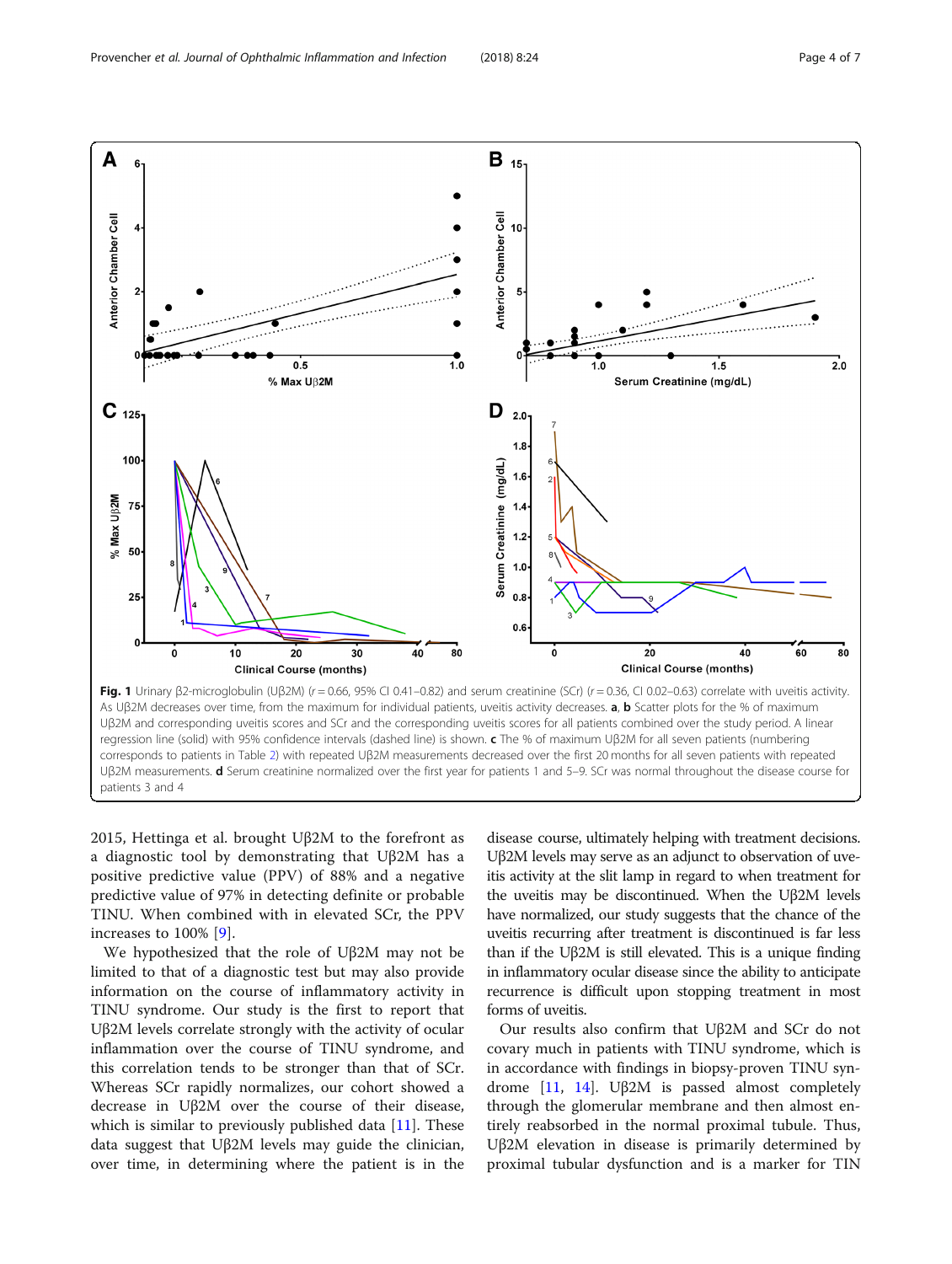**Fig. 1** Urinary β2-microglobulin (Uβ2M) ($r = 0.66$, 95% CI 0.41–0.82) and serum creatinine (SCr) ($r = 0.36$, CI 0.02–0.63) correlate with uveitis activity. As Uβ2M decreases over time, from the maximum for individual patients, uveitis activity decreases. **a**, **b** Scatter plots for the % of maximum Uβ2M and corresponding uveitis scores and SCr and the corresponding uveitis scores for all patients combined over the study period. A linear regression line (solid) with 95% confidence intervals (dashed line) is shown. **c** The % of maximum Uβ2M for all seven patients (numbering corresponds to patients in Table 2) with repeated Uβ2M measurements decreased over the first 20 months for all seven patients with repeated Uβ2M measurements. **d** Serum creatinine normalized over the first year for patients 1 and 5–9. SCr was normal throughout the disease course for patients 3 and 4

2015, Hettinga et al. brought Uβ2M to the forefront as a diagnostic tool by demonstrating that Uβ2M has a positive predictive value (PPV) of 88% and a negative predictive value of 97% in detecting definite or probable TINU. When combined with in elevated SCr, the PPV increases to 100% [9].

We hypothesized that the role of Uβ2M may not be limited to that of a diagnostic test but may also provide information on the course of inflammatory activity in TINU syndrome. Our study is the first to report that Uβ2M levels correlate strongly with the activity of ocular inflammation over the course of TINU syndrome, and this correlation tends to be stronger than that of SCr. Whereas SCr rapidly normalizes, our cohort showed a decrease in Uβ2M over the course of their disease, which is similar to previously published data [11]. These data suggest that Uβ2M levels may guide the clinician, over time, in determining where the patient is in the disease course, ultimately helping with treatment decisions. Uβ2M levels may serve as an adjunct to observation of uveitis activity at the slit lamp in regard to when treatment for the uveitis may be discontinued. When the Uβ2M levels have normalized, our study suggests that the chance of the uveitis recurring after treatment is discontinued is far less than if the Uβ2M is still elevated. This is a unique finding in inflammatory ocular disease since the ability to anticipate recurrence is difficult upon stopping treatment in most forms of uveitis.

Our results also confirm that Uβ2M and SCr do not covary much in patients with TINU syndrome, which is in accordance with findings in biopsy-proven TINU syndrome [11, 14]. Uβ2M is passed almost completely through the glomerular membrane and then almost entirely reabsorbed in the normal proximal tubule. Thus, Uβ2M elevation in disease is primarily determined by proximal tubular dysfunction and is a marker for TIN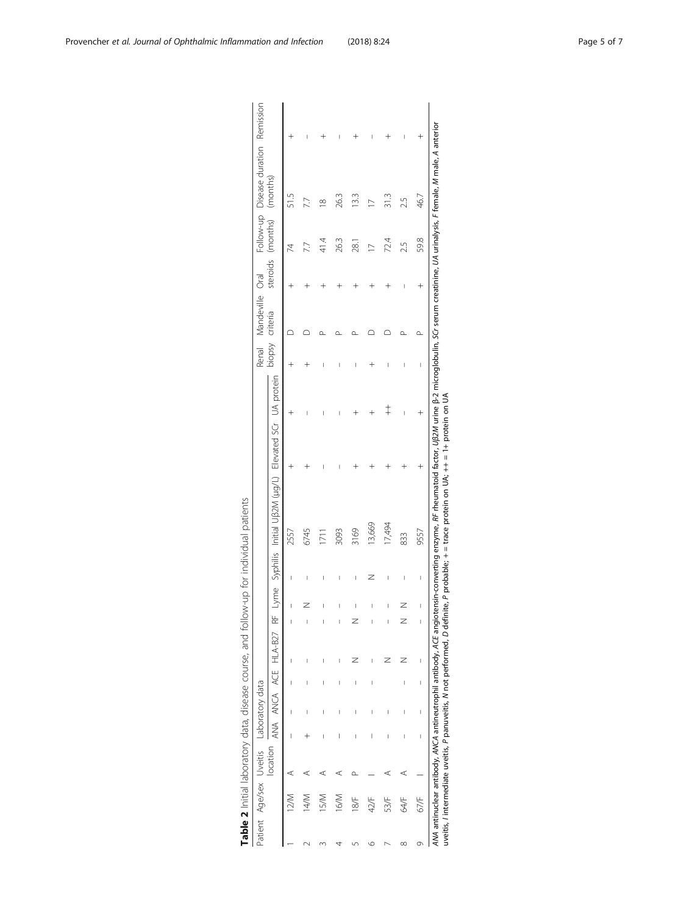**Table 2** Initial laboratory data, disease course, and follow-up for individual patients

| Patient | Age/sex | Uveitis location | Laboratory data | | | | | | | | | | Renal biopsy | Mandeville criteria | Oral steroids | Follow-up (months) | Disease duration (months) | Remission |
|---|---|---|---|---|---|---|---|---|---|---|---|---|---|---|---|---|---|---|
| | | | ANA | ANCA | ACE | HLA-B27 | RF | Lyme | Syphilis | Initial Uβ2M (μg/L) | Elevated SCr | UA protein | | | | | | |
| 1 | 12/M | A | – | – | – | – | – | – | – | 2557 | + | + | + | D | + | 74 | 51.5 | + |
| 2 | 14/M | A | + | – | – | – | – | N | – | 6745 | + | – | + | D | + | 7.7 | 7.7 | – |
| 3 | 15/M | A | – | – | – | – | – | – | – | 1711 | – | – | – | P | + | 41.4 | 18 | + |
| 4 | 16/M | A | – | – | – | – | – | – | – | 3093 | – | – | – | P | + | 26.3 | 26.3 | – |
| 5 | 18/F | P | – | – | – | N | N | – | – | 3169 | + | + | – | P | + | 28.1 | 13.3 | + |
| 6 | 42/F | I | – | – | – | – | – | – | N | 13,669 | + | + | + | D | + | 17 | 17 | – |
| 7 | 53/F | A | – | – | | N | – | – | – | 17,494 | + | ++ | – | D | + | 72.4 | 31.3 | + |
| 8 | 64/F | A | – | – | – | N | N | N | – | 833 | + | – | – | P | – | 2.5 | 2.5 | – |
| 9 | 67/F | I | – | – | – | – | – | – | – | 9557 | + | + | – | P | + | 59.8 | 46.7 | + |

*ANA* antinuclear antibody, *ANCA* antineutrophil antibody, *ACE* angiotensin-converting enzyme, *RF* rheumatoid factor, *Uβ2M* urine β-2 microglobulin, *SCr* serum creatinine, *UA* urinalysis, *F* female, *M* male, *A* anterior uveitis, *I* intermediate uveitis, *P* panuveitis, *N* not performed, *D* definite, *P* probable; + = trace protein on UA; ++ = 1+ protein on UA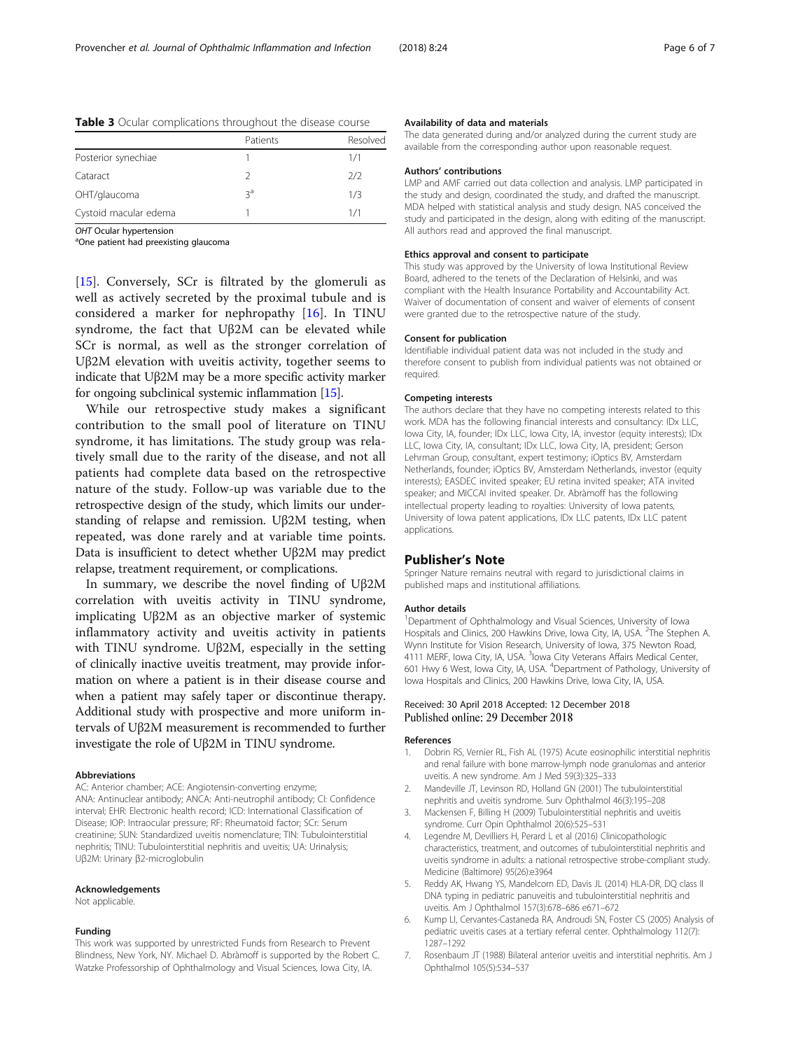**Table 3** Ocular complications throughout the disease course

| | Patients | Resolved |
|---|---|---|
| Posterior synechiae | 1 | 1/1 |
| Cataract | 2 | 2/2 |
| OHT/glaucoma | 3[a] | 1/3 |
| Cystoid macular edema | 1 | 1/1 |

*OHT* Ocular hypertension
[a]One patient had preexisting glaucoma

[15]. Conversely, SCr is filtrated by the glomeruli as well as actively secreted by the proximal tubule and is considered a marker for nephropathy [16]. In TINU syndrome, the fact that Uβ2M can be elevated while SCr is normal, as well as the stronger correlation of Uβ2M elevation with uveitis activity, together seems to indicate that Uβ2M may be a more specific activity marker for ongoing subclinical systemic inflammation [15].

While our retrospective study makes a significant contribution to the small pool of literature on TINU syndrome, it has limitations. The study group was relatively small due to the rarity of the disease, and not all patients had complete data based on the retrospective nature of the study. Follow-up was variable due to the retrospective design of the study, which limits our understanding of relapse and remission. Uβ2M testing, when repeated, was done rarely and at variable time points. Data is insufficient to detect whether Uβ2M may predict relapse, treatment requirement, or complications.

In summary, we describe the novel finding of Uβ2M correlation with uveitis activity in TINU syndrome, implicating Uβ2M as an objective marker of systemic inflammatory activity and uveitis activity in patients with TINU syndrome. Uβ2M, especially in the setting of clinically inactive uveitis treatment, may provide information on where a patient is in their disease course and when a patient may safely taper or discontinue therapy. Additional study with prospective and more uniform intervals of Uβ2M measurement is recommended to further investigate the role of Uβ2M in TINU syndrome.

#### Abbreviations

AC: Anterior chamber; ACE: Angiotensin-converting enzyme; ANA: Antinuclear antibody; ANCA: Anti-neutrophil antibody; CI: Confidence interval; EHR: Electronic health record; ICD: International Classification of Disease; IOP: Intraocular pressure; RF: Rheumatoid factor; SCr: Serum creatinine; SUN: Standardized uveitis nomenclature; TIN: Tubulointerstitial nephritis; TINU: Tubulointerstitial nephritis and uveitis; UA: Urinalysis; Uβ2M: Urinary β2-microglobulin

#### Acknowledgements

Not applicable.

#### Funding

This work was supported by unrestricted Funds from Research to Prevent Blindness, New York, NY. Michael D. Abràmoff is supported by the Robert C. Watzke Professorship of Ophthalmology and Visual Sciences, Iowa City, IA.

#### Availability of data and materials

The data generated during and/or analyzed during the current study are available from the corresponding author upon reasonable request.

#### Authors' contributions

LMP and AMF carried out data collection and analysis. LMP participated in the study and design, coordinated the study, and drafted the manuscript. MDA helped with statistical analysis and study design. NAS conceived the study and participated in the design, along with editing of the manuscript. All authors read and approved the final manuscript.

#### Ethics approval and consent to participate

This study was approved by the University of Iowa Institutional Review Board, adhered to the tenets of the Declaration of Helsinki, and was compliant with the Health Insurance Portability and Accountability Act. Waiver of documentation of consent and waiver of elements of consent were granted due to the retrospective nature of the study.

#### Consent for publication

Identifiable individual patient data was not included in the study and therefore consent to publish from individual patients was not obtained or required.

#### Competing interests

The authors declare that they have no competing interests related to this work. MDA has the following financial interests and consultancy: IDx LLC, Iowa City, IA, founder; IDx LLC, Iowa City, IA, investor (equity interests); IDx LLC, Iowa City, IA, consultant; IDx LLC, Iowa City, IA, president; Gerson Lehrman Group, consultant, expert testimony; iOptics BV, Amsterdam Netherlands, founder; iOptics BV, Amsterdam Netherlands, investor (equity interests); EASDEC invited speaker; EU retina invited speaker; ATA invited speaker; and MICCAI invited speaker. Dr. Abràmoff has the following intellectual property leading to royalties: University of Iowa patents, University of Iowa patent applications, IDx LLC patents, IDx LLC patent applications.

## Publisher's Note

Springer Nature remains neutral with regard to jurisdictional claims in published maps and institutional affiliations.

#### Author details

[1]Department of Ophthalmology and Visual Sciences, University of Iowa Hospitals and Clinics, 200 Hawkins Drive, Iowa City, IA, USA. [2]The Stephen A. Wynn Institute for Vision Research, University of Iowa, 375 Newton Road, 4111 MERF, Iowa City, IA, USA. [3]Iowa City Veterans Affairs Medical Center, 601 Hwy 6 West, Iowa City, IA, USA. [4]Department of Pathology, University of Iowa Hospitals and Clinics, 200 Hawkins Drive, Iowa City, IA, USA.

Received: 30 April 2018 Accepted: 12 December 2018
Published online: 29 December 2018

#### References

1. Dobrin RS, Vernier RL, Fish AL (1975) Acute eosinophilic interstitial nephritis and renal failure with bone marrow-lymph node granulomas and anterior uveitis. A new syndrome. Am J Med 59(3):325–333
2. Mandeville JT, Levinson RD, Holland GN (2001) The tubulointerstitial nephritis and uveitis syndrome. Surv Ophthalmol 46(3):195–208
3. Mackensen F, Billing H (2009) Tubulointerstitial nephritis and uveitis syndrome. Curr Opin Ophthalmol 20(6):525–531
4. Legendre M, Devilliers H, Perard L et al (2016) Clinicopathologic characteristics, treatment, and outcomes of tubulointerstitial nephritis and uveitis syndrome in adults: a national retrospective strobe-compliant study. Medicine (Baltimore) 95(26):e3964
5. Reddy AK, Hwang YS, Mandelcorn ED, Davis JL (2014) HLA-DR, DQ class II DNA typing in pediatric panuveitis and tubulointerstitial nephritis and uveitis. Am J Ophthalmol 157(3):678–686 e671–672
6. Kump LI, Cervantes-Castaneda RA, Androudi SN, Foster CS (2005) Analysis of pediatric uveitis cases at a tertiary referral center. Ophthalmology 112(7): 1287–1292
7. Rosenbaum JT (1988) Bilateral anterior uveitis and interstitial nephritis. Am J Ophthalmol 105(5):534–537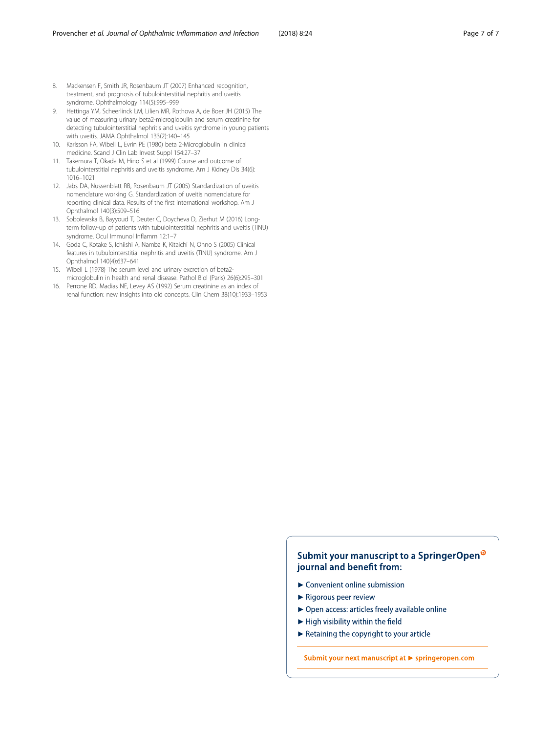8. Mackensen F, Smith JR, Rosenbaum JT (2007) Enhanced recognition, treatment, and prognosis of tubulointerstitial nephritis and uveitis syndrome. Ophthalmology 114(5):995–999
9. Hettinga YM, Scheerlinck LM, Lilien MR, Rothova A, de Boer JH (2015) The value of measuring urinary beta2-microglobulin and serum creatinine for detecting tubulointerstitial nephritis and uveitis syndrome in young patients with uveitis. JAMA Ophthalmol 133(2):140–145
10. Karlsson FA, Wibell L, Evrin PE (1980) beta 2-Microglobulin in clinical medicine. Scand J Clin Lab Invest Suppl 154:27–37
11. Takemura T, Okada M, Hino S et al (1999) Course and outcome of tubulointerstitial nephritis and uveitis syndrome. Am J Kidney Dis 34(6): 1016–1021
12. Jabs DA, Nussenblatt RB, Rosenbaum JT (2005) Standardization of uveitis nomenclature working G. Standardization of uveitis nomenclature for reporting clinical data. Results of the first international workshop. Am J Ophthalmol 140(3):509–516
13. Sobolewska B, Bayyoud T, Deuter C, Doycheva D, Zierhut M (2016) Long-term follow-up of patients with tubulointerstitial nephritis and uveitis (TINU) syndrome. Ocul Immunol Inflamm 12:1–7
14. Goda C, Kotake S, Ichiishi A, Namba K, Kitaichi N, Ohno S (2005) Clinical features in tubulointerstitial nephritis and uveitis (TINU) syndrome. Am J Ophthalmol 140(4):637–641
15. Wibell L (1978) The serum level and urinary excretion of beta2-microglobulin in health and renal disease. Pathol Biol (Paris) 26(6):295–301
16. Perrone RD, Madias NE, Levey AS (1992) Serum creatinine as an index of renal function: new insights into old concepts. Clin Chem 38(10):1933–1953

**Submit your manuscript to a SpringerOpen journal and benefit from:**

- ► Convenient online submission
- ► Rigorous peer review
- ► Open access: articles freely available online
- ► High visibility within the field
- ► Retaining the copyright to your article

**Submit your next manuscript at ► springeropen.com**